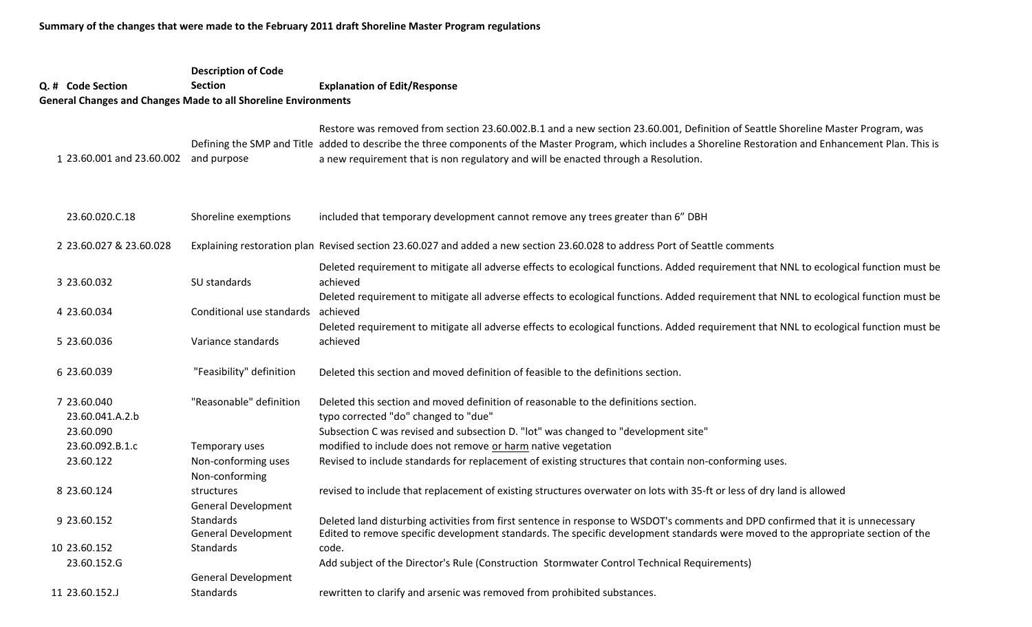**Summary of the changes that were made to the February 2011 draft Shoreline Master Program regulations**

| Q. # | Code Section | Description of Code Section | Explanation of Edit/Response |
|---|---|---|---|
| **General Changes and Changes Made to all Shoreline Environments** | | | |
| 1 | 23.60.001 and 23.60.002 | Defining the SMP and Title and purpose | Restore was removed from section 23.60.002.B.1 and a new section 23.60.001, Definition of Seattle Shoreline Master Program, was added to describe the three components of the Master Program, which includes a Shoreline Restoration and Enhancement Plan. This is a new requirement that is non regulatory and will be enacted through a Resolution. |
| | 23.60.020.C.18 | Shoreline exemptions | included that temporary development cannot remove any trees greater than 6" DBH |
| 2 | 23.60.027 & 23.60.028 | Explaining restoration plan | Revised section 23.60.027 and added a new section 23.60.028 to address Port of Seattle comments |
| 3 | 23.60.032 | SU standards | Deleted requirement to mitigate all adverse effects to ecological functions. Added requirement that NNL to ecological function must be achieved |
| 4 | 23.60.034 | Conditional use standards | Deleted requirement to mitigate all adverse effects to ecological functions. Added requirement that NNL to ecological function must be achieved |
| 5 | 23.60.036 | Variance standards | Deleted requirement to mitigate all adverse effects to ecological functions. Added requirement that NNL to ecological function must be achieved |
| 6 | 23.60.039 | "Feasibility" definition | Deleted this section and moved definition of feasible to the definitions section. |
| 7 | 23.60.040 | "Reasonable" definition | Deleted this section and moved definition of reasonable to the definitions section. |
| | 23.60.041.A.2.b | | typo corrected "do" changed to "due" |
| | 23.60.090 | | Subsection C was revised and subsection D. "lot" was changed to "development site" |
| | 23.60.092.B.1.c | Temporary uses | modified to include does not remove <u>or harm</u> native vegetation |
| | 23.60.122 | Non-conforming uses | Revised to include standards for replacement of existing structures that contain non-conforming uses. |
| 8 | 23.60.124 | Non-conforming structures | revised to include that replacement of existing structures overwater on lots with 35-ft or less of dry land is allowed |
| 9 | 23.60.152 | General Development Standards | Deleted land disturbing activities from first sentence in response to WSDOT's comments and DPD confirmed that it is unnecessary |
| 10 | 23.60.152 | General Development Standards | Edited to remove specific development standards. The specific development standards were moved to the appropriate section of the code. |
| | 23.60.152.G | | Add subject of the Director's Rule (Construction Stormwater Control Technical Requirements) |
| 11 | 23.60.152.J | General Development Standards | rewritten to clarify and arsenic was removed from prohibited substances. |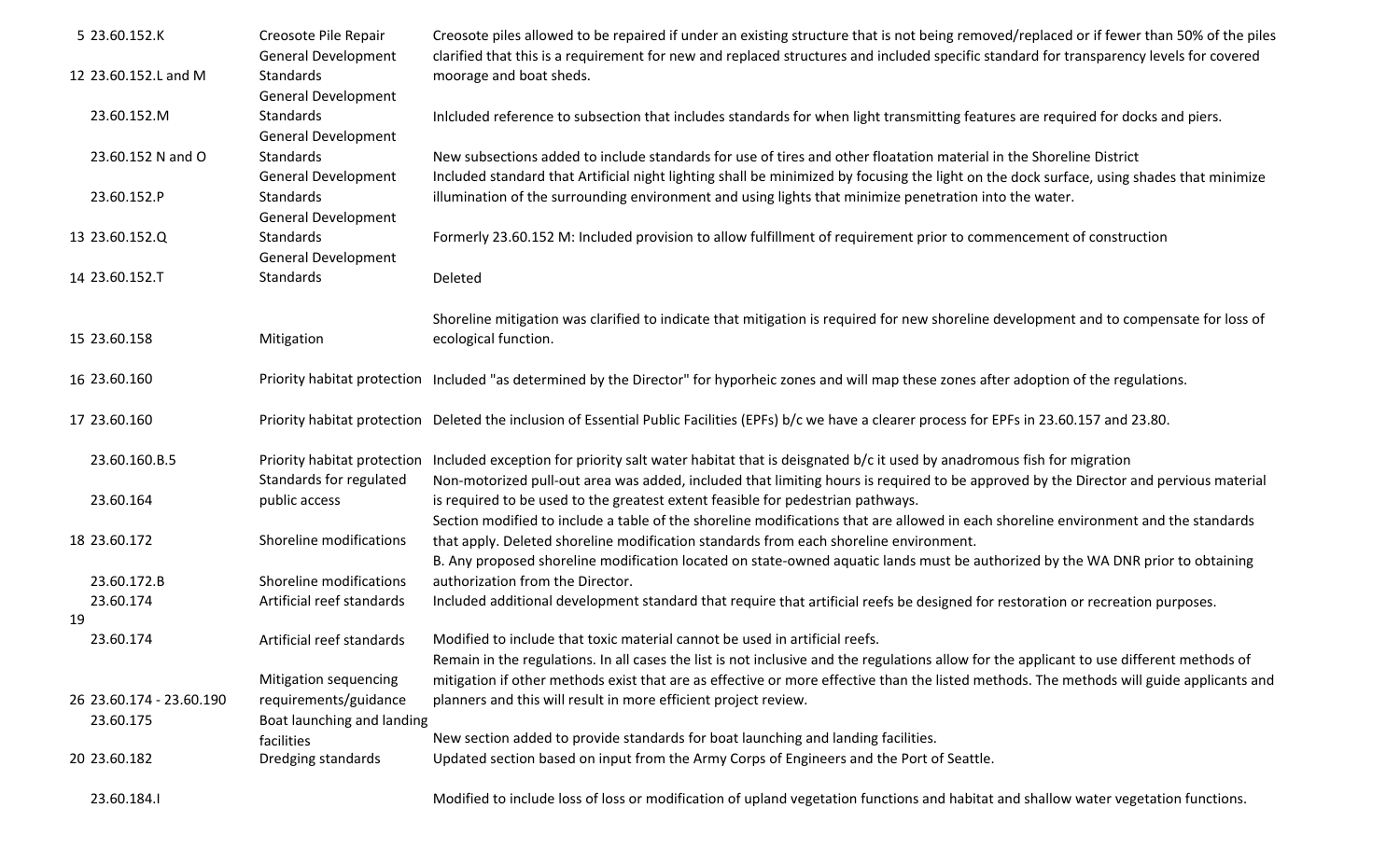| | | | |
|---|---|---|---|
| 5 | 23.60.152.K | Creosote Pile Repair | Creosote piles allowed to be repaired if under an existing structure that is not being removed/replaced or if fewer than 50% of the piles |
| 12 | 23.60.152.L and M | General Development Standards | clarified that this is a requirement for new and replaced structures and included specific standard for transparency levels for covered moorage and boat sheds. |
| | 23.60.152.M | General Development Standards | Inlcluded reference to subsection that includes standards for when light transmitting features are required for docks and piers. |
| | 23.60.152 N and O | General Development Standards | New subsections added to include standards for use of tires and other floatation material in the Shoreline District |
| | 23.60.152.P | General Development Standards | Included standard that Artificial night lighting shall be minimized by focusing the light on the dock surface, using shades that minimize illumination of the surrounding environment and using lights that minimize penetration into the water. |
| 13 | 23.60.152.Q | General Development Standards | Formerly 23.60.152 M: Included provision to allow fulfillment of requirement prior to commencement of construction |
| 14 | 23.60.152.T | General Development Standards | Deleted |
| 15 | 23.60.158 | Mitigation | Shoreline mitigation was clarified to indicate that mitigation is required for new shoreline development and to compensate for loss of ecological function. |
| 16 | 23.60.160 | Priority habitat protection | Included "as determined by the Director" for hyporheic zones and will map these zones after adoption of the regulations. |
| 17 | 23.60.160 | Priority habitat protection | Deleted the inclusion of Essential Public Facilities (EPFs) b/c we have a clearer process for EPFs in 23.60.157 and 23.80. |
| | 23.60.160.B.5 | Priority habitat protection | Included exception for priority salt water habitat that is deisgnated b/c it used by anadromous fish for migration |
| | 23.60.164 | Standards for regulated public access | Non-motorized pull-out area was added, included that limiting hours is required to be approved by the Director and pervious material is required to be used to the greatest extent feasible for pedestrian pathways. |
| 18 | 23.60.172 | Shoreline modifications | Section modified to include a table of the shoreline modifications that are allowed in each shoreline environment and the standards that apply. Deleted shoreline modification standards from each shoreline environment. |
| | 23.60.172.B | Shoreline modifications | B. Any proposed shoreline modification located on state-owned aquatic lands must be authorized by the WA DNR prior to obtaining authorization from the Director. |
| 19 | 23.60.174 | Artificial reef standards | Included additional development standard that require that artificial reefs be designed for restoration or recreation purposes. |
| | 23.60.174 | Artificial reef standards | Modified to include that toxic material cannot be used in artificial reefs. |
| 26 | 23.60.174 - 23.60.190 | Mitigation sequencing requirements/guidance | Remain in the regulations. In all cases the list is not inclusive and the regulations allow for the applicant to use different methods of mitigation if other methods exist that are as effective or more effective than the listed methods. The methods will guide applicants and planners and this will result in more efficient project review. |
| | 23.60.175 | Boat launching and landing facilities | New section added to provide standards for boat launching and landing facilities. |
| 20 | 23.60.182 | Dredging standards | Updated section based on input from the Army Corps of Engineers and the Port of Seattle. |
| | 23.60.184.I | | Modified to include loss of loss or modification of upland vegetation functions and habitat and shallow water vegetation functions. |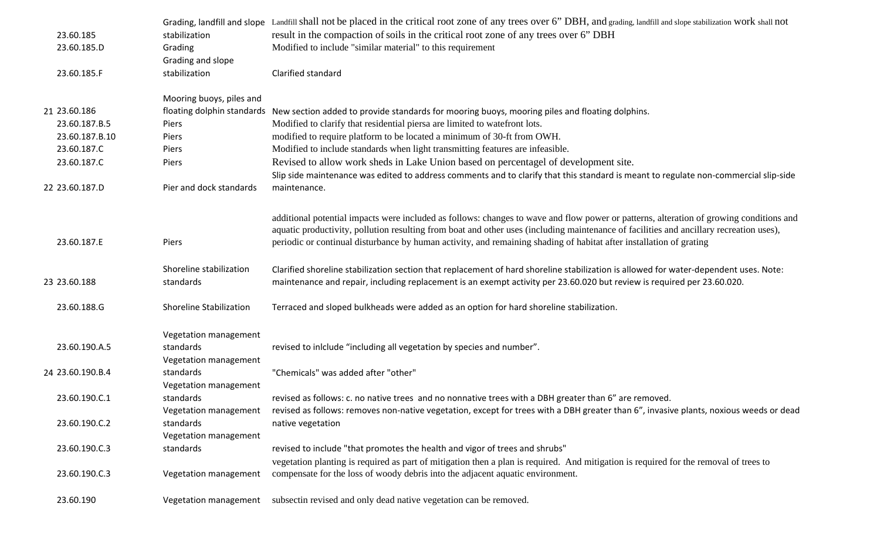|  | Section | Topic | Change |
|---|---|---|---|
|  | 23.60.185 | Grading, landfill and slope stabilization | Landfill shall not be placed in the critical root zone of any trees over 6" DBH, and grading, landfill and slope stabilization work shall not result in the compaction of soils in the critical root zone of any trees over 6" DBH |
|  | 23.60.185.D | Grading | Modified to include "similar material" to this requirement |
|  | 23.60.185.F | Grading and slope stabilization | Clarified standard |
| 21 | 23.60.186 | Mooring buoys, piles and floating dolphin standards | New section added to provide standards for mooring buoys, mooring piles and floating dolphins. |
|  | 23.60.187.B.5 | Piers | Modified to clarify that residential piersa are limited to watefront lots. |
|  | 23.60.187.B.10 | Piers | modified to require platform to be located a minimum of 30-ft from OWH. |
|  | 23.60.187.C | Piers | Modified to include standards when light transmitting features are infeasible. |
|  | 23.60.187.C | Piers | Revised to allow work sheds in Lake Union based on percentagel of development site. |
| 22 | 23.60.187.D | Pier and dock standards | Slip side maintenance was edited to address comments and to clarify that this standard is meant to regulate non-commercial slip-side maintenance. |
|  | 23.60.187.E | Piers | additional potential impacts were included as follows: changes to wave and flow power or patterns, alteration of growing conditions and aquatic productivity, pollution resulting from boat and other uses (including maintenance of facilities and ancillary recreation uses), periodic or continual disturbance by human activity, and remaining shading of habitat after installation of grating |
| 23 | 23.60.188 | Shoreline stabilization standards | Clarified shoreline stabilization section that replacement of hard shoreline stabilization is allowed for water-dependent uses. Note: maintenance and repair, including replacement is an exempt activity per 23.60.020 but review is required per 23.60.020. |
|  | 23.60.188.G | Shoreline Stabilization | Terraced and sloped bulkheads were added as an option for hard shoreline stabilization. |
|  | 23.60.190.A.5 | Vegetation management standards | revised to inlclude "including all vegetation by species and number". |
| 24 | 23.60.190.B.4 | Vegetation management standards | "Chemicals" was added after "other" |
|  | 23.60.190.C.1 | Vegetation management standards | revised as follows: c. no native trees and no nonnative trees with a DBH greater than 6" are removed. |
|  | 23.60.190.C.2 | Vegetation management standards | revised as follows: removes non-native vegetation, except for trees with a DBH greater than 6", invasive plants, noxious weeds or dead native vegetation |
|  | 23.60.190.C.3 | Vegetation management standards | revised to include "that promotes the health and vigor of trees and shrubs" |
|  | 23.60.190.C.3 | Vegetation management | vegetation planting is required as part of mitigation then a plan is required. And mitigation is required for the removal of trees to compensate for the loss of woody debris into the adjacent aquatic environment. |
|  | 23.60.190 | Vegetation management | subsectin revised and only dead native vegetation can be removed. |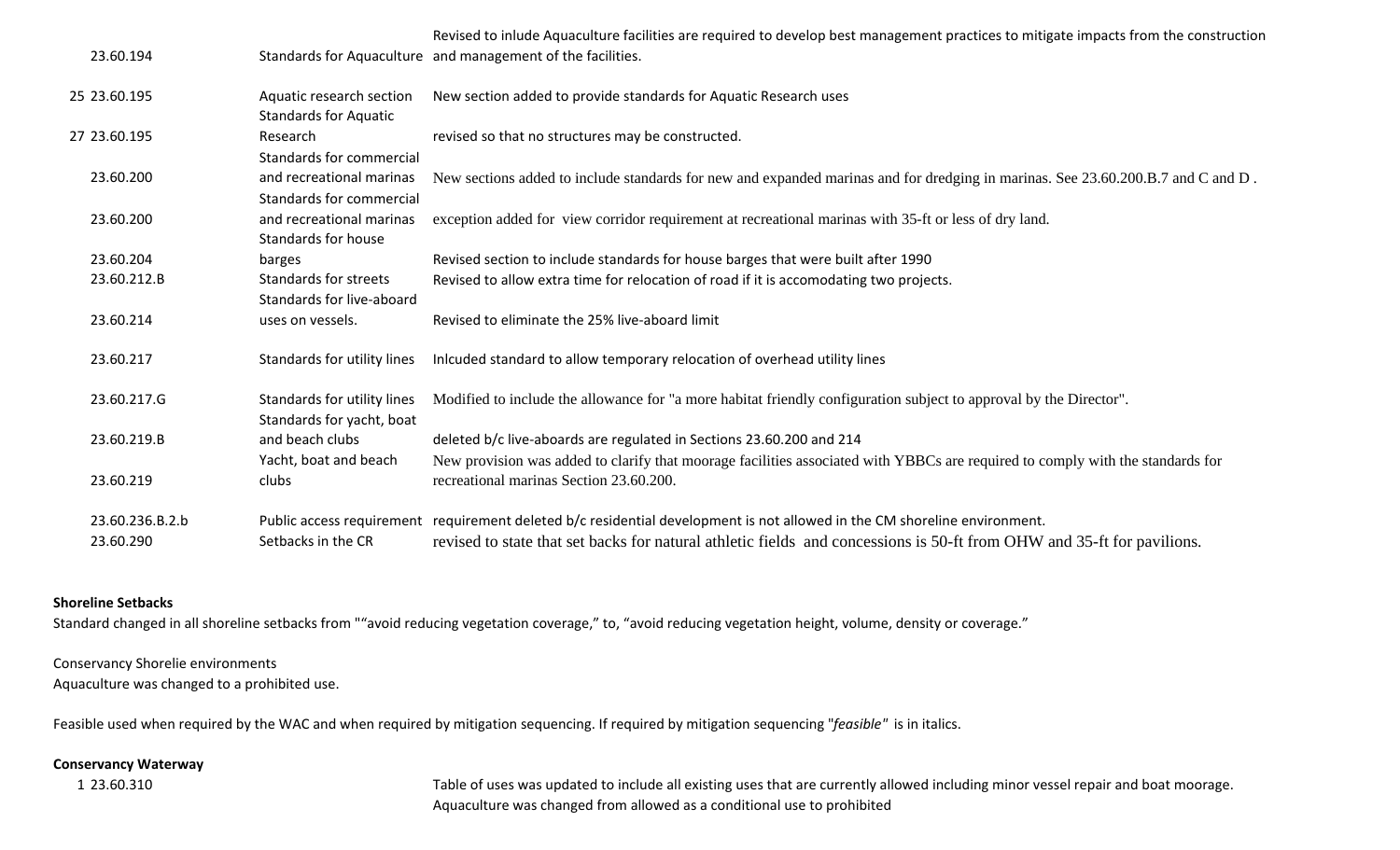| | Section | Subject | Change |
|---|---|---|---|
| | 23.60.194 | Standards for Aquaculture | Revised to inlude Aquaculture facilities are required to develop best management practices to mitigate impacts from the construction and management of the facilities. |
| 25 | 23.60.195 | Aquatic research section | New section added to provide standards for Aquatic Research uses |
| 27 | 23.60.195 | Standards for Aquatic Research | revised so that no structures may be constructed. |
| | 23.60.200 | Standards for commercial and recreational marinas | New sections added to include standards for new and expanded marinas and for dredging in marinas. See 23.60.200.B.7 and C and D . |
| | 23.60.200 | Standards for commercial and recreational marinas | exception added for view corridor requirement at recreational marinas with 35-ft or less of dry land. |
| | 23.60.204 | Standards for house barges | Revised section to include standards for house barges that were built after 1990 |
| | 23.60.212.B | Standards for streets | Revised to allow extra time for relocation of road if it is accomodating two projects. |
| | 23.60.214 | Standards for live-aboard uses on vessels. | Revised to eliminate the 25% live-aboard limit |
| | 23.60.217 | Standards for utility lines | Inlcuded standard to allow temporary relocation of overhead utility lines |
| | 23.60.217.G | Standards for utility lines | Modified to include the allowance for "a more habitat friendly configuration subject to approval by the Director". |
| | 23.60.219.B | Standards for yacht, boat and beach clubs | deleted b/c live-aboards are regulated in Sections 23.60.200 and 214 |
| | 23.60.219 | Yacht, boat and beach clubs | New provision was added to clarify that moorage facilities associated with YBBCs are required to comply with the standards for recreational marinas Section 23.60.200. |
| | 23.60.236.B.2.b | Public access requirement | requirement deleted b/c residential development is not allowed in the CM shoreline environment. |
| | 23.60.290 | Setbacks in the CR | revised to state that set backs for natural athletic fields and concessions is 50-ft from OHW and 35-ft for pavilions. |

**Shoreline Setbacks**

Standard changed in all shoreline setbacks from "“avoid reducing vegetation coverage,” to, “avoid reducing vegetation height, volume, density or coverage.”

Conservancy Shorelie environments

Aquaculture was changed to a prohibited use.

Feasible used when required by the WAC and when required by mitigation sequencing. If required by mitigation sequencing "*feasible*" is in italics.

**Conservancy Waterway**

| | Section | Change |
|---|---|---|
| 1 | 23.60.310 | Table of uses was updated to include all existing uses that are currently allowed including minor vessel repair and boat moorage. Aquaculture was changed from allowed as a conditional use to prohibited |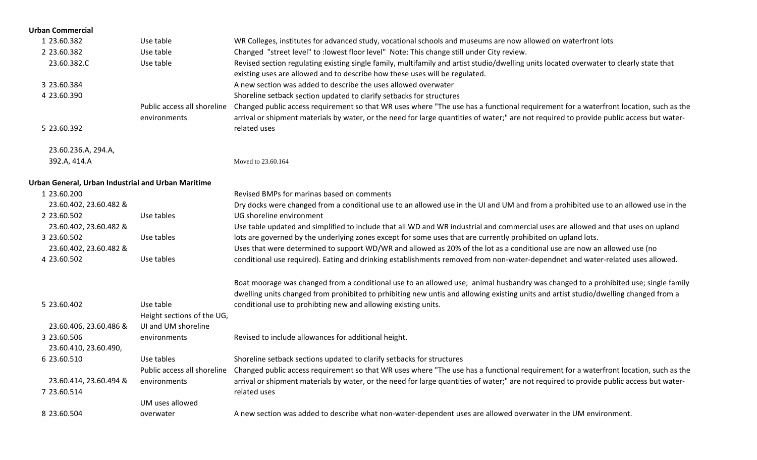**Urban Commercial**

| # | Section | Topic | Description |
|---|---|---|---|
| 1 | 23.60.382 | Use table | WR Colleges, institutes for advanced study, vocational schools and museums are now allowed on waterfront lots |
| 2 | 23.60.382 | Use table | Changed "street level" to :lowest floor level" Note: This change still under City review. |
| | 23.60.382.C | Use table | Revised section regulating existing single family, multifamily and artist studio/dwelling units located overwater to clearly state that existing uses are allowed and to describe how these uses will be regulated. |
| 3 | 23.60.384 | | A new section was added to describe the uses allowed overwater |
| 4 | 23.60.390 | | Shoreline setback section updated to clarify setbacks for structures |
| 5 | 23.60.392 | Public access all shoreline environments | Changed public access requirement so that WR uses where "The use has a functional requirement for a waterfront location, such as the arrival or shipment materials by water, or the need for large quantities of water;" are not required to provide public access but water-related uses |
| | 23.60.236.A, 294.A, 392.A, 414.A | | Moved to 23.60.164 |

**Urban General, Urban Industrial and Urban Maritime**

| # | Section | Topic | Description |
|---|---|---|---|
| 1 | 23.60.200 | | Revised BMPs for marinas based on comments |
| 2 | 23.60.402, 23.60.482 & 23.60.502 | Use tables | Dry docks were changed from a conditional use to an allowed use in the UI and UM and from a prohibited use to an allowed use in the UG shoreline environment |
| 3 | 23.60.402, 23.60.482 & 23.60.502 | Use tables | Use table updated and simplified to include that all WD and WR industrial and commercial uses are allowed and that uses on upland lots are governed by the underlying zones except for some uses that are currently prohibited on upland lots. |
| 4 | 23.60.402, 23.60.482 & 23.60.502 | Use tables | Uses that were determined to support WD/WR and allowed as 20% of the lot as a conditional use are now an allowed use (no conditional use required). Eating and drinking establishments removed from non-water-dependnet and water-related uses allowed. |
| 5 | 23.60.402 | Use table | Boat moorage was changed from a conditional use to an allowed use; animal husbandry was changed to a prohibited use; single family dwelling units changed from prohibited to prhibiting new untis and allowing existing units and artist studio/dwelling changed from a conditional use to prohibting new and allowing existing units. |
| 3 | 23.60.406, 23.60.486 & 23.60.506 | Height sections of the UG, UI and UM shoreline environments | Revised to include allowances for additional height. |
| 6 | 23.60.410, 23.60.490, 23.60.510 | Use tables | Shoreline setback sections updated to clarify setbacks for structures |
| 7 | 23.60.414, 23.60.494 & 23.60.514 | Public access all shoreline environments | Changed public access requirement so that WR uses where "The use has a functional requirement for a waterfront location, such as the arrival or shipment materials by water, or the need for large quantities of water;" are not required to provide public access but water-related uses |
| 8 | 23.60.504 | UM uses allowed overwater | A new section was added to describe what non-water-dependent uses are allowed overwater in the UM environment. |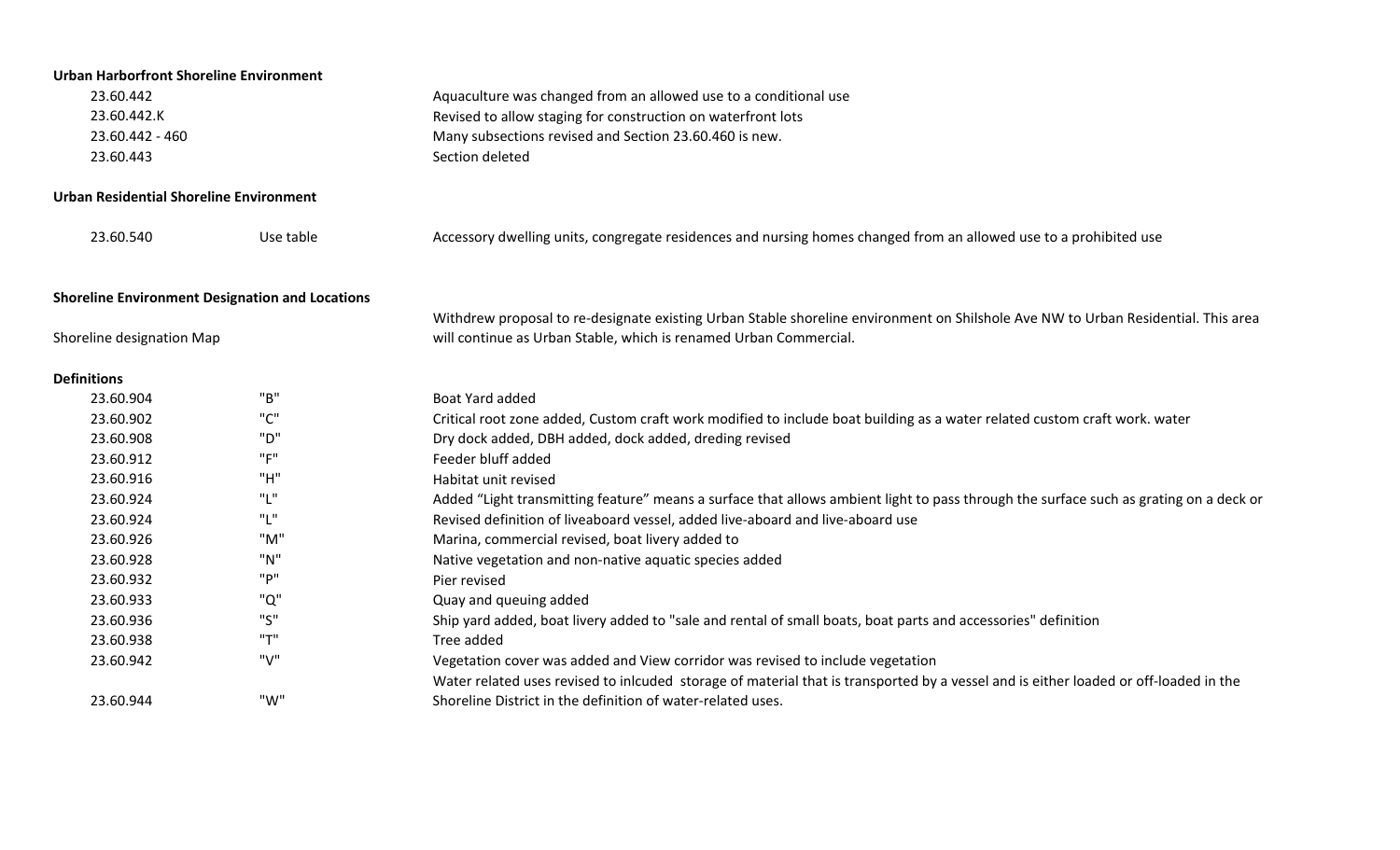**Urban Harborfront Shoreline Environment**

| | | |
|---|---|---|
| 23.60.442 | | Aquaculture was changed from an allowed use to a conditional use |
| 23.60.442.K | | Revised to allow staging for construction on waterfront lots |
| 23.60.442 - 460 | | Many subsections revised and Section 23.60.460 is new. |
| 23.60.443 | | Section deleted |

**Urban Residential Shoreline Environment**

| | | |
|---|---|---|
| 23.60.540 | Use table | Accessory dwelling units, congregate residences and nursing homes changed from an allowed use to a prohibited use |

**Shoreline Environment Designation and Locations**

| | | |
|---|---|---|
| Shoreline designation Map | | Withdrew proposal to re-designate existing Urban Stable shoreline environment on Shilshole Ave NW to Urban Residential. This area will continue as Urban Stable, which is renamed Urban Commercial. |

**Definitions**

| | | |
|---|---|---|
| 23.60.904 | "B" | Boat Yard added |
| 23.60.902 | "C" | Critical root zone added, Custom craft work modified to include boat building as a water related custom craft work. water |
| 23.60.908 | "D" | Dry dock added, DBH added, dock added, dreding revised |
| 23.60.912 | "F" | Feeder bluff added |
| 23.60.916 | "H" | Habitat unit revised |
| 23.60.924 | "L" | Added "Light transmitting feature" means a surface that allows ambient light to pass through the surface such as grating on a deck or |
| 23.60.924 | "L" | Revised definition of liveaboard vessel, added live-aboard and live-aboard use |
| 23.60.926 | "M" | Marina, commercial revised, boat livery added to |
| 23.60.928 | "N" | Native vegetation and non-native aquatic species added |
| 23.60.932 | "P" | Pier revised |
| 23.60.933 | "Q" | Quay and queuing added |
| 23.60.936 | "S" | Ship yard added, boat livery added to "sale and rental of small boats, boat parts and accessories" definition |
| 23.60.938 | "T" | Tree added |
| 23.60.942 | "V" | Vegetation cover was added and View corridor was revised to include vegetation |
| 23.60.944 | "W" | Water related uses revised to inlcuded storage of material that is transported by a vessel and is either loaded or off-loaded in the Shoreline District in the definition of water-related uses. |